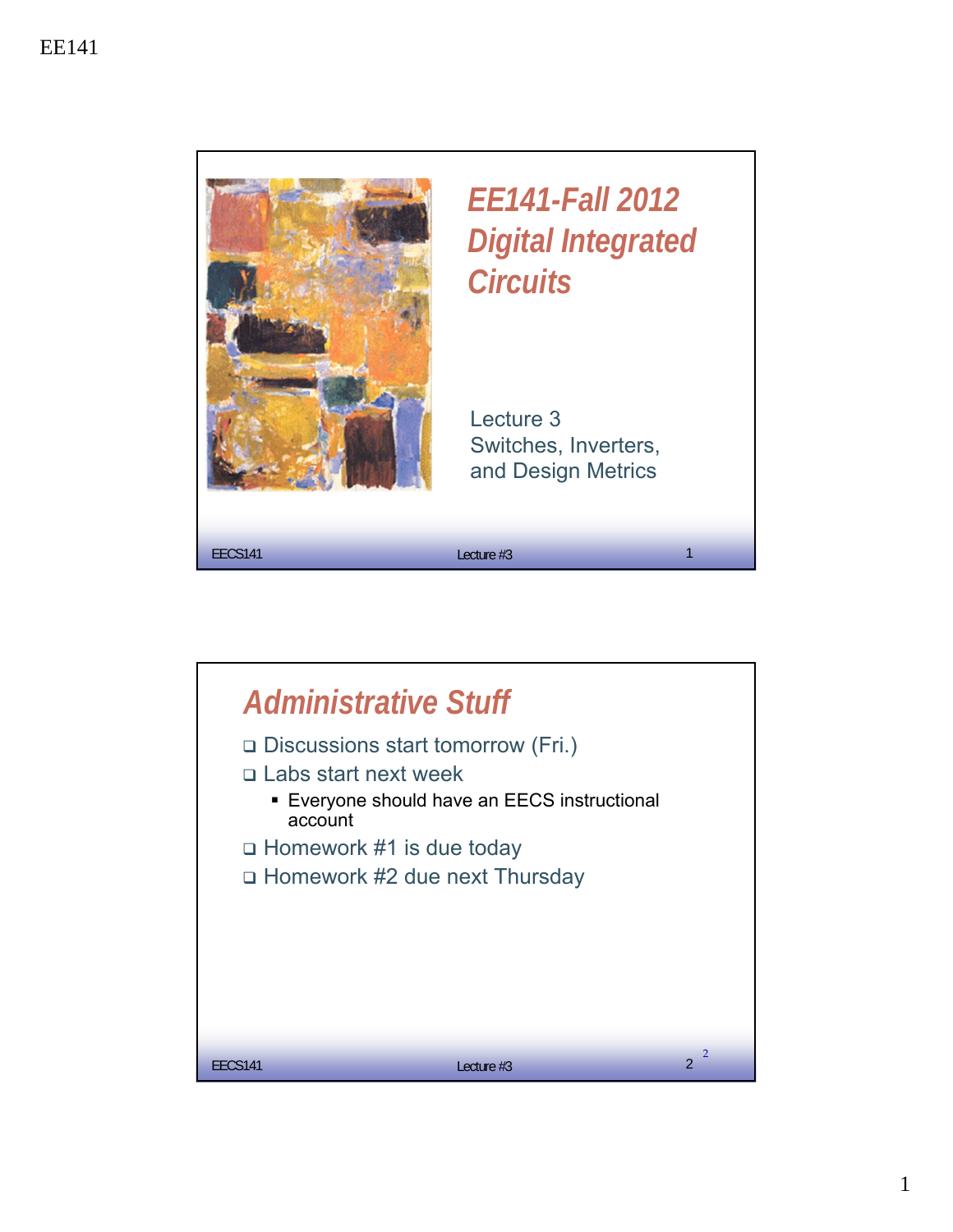# EE141-Fall 2012 Digital Integrated Circuits

Lecture 3
Switches, Inverters, and Design Metrics

## Administrative Stuff

- Discussions start tomorrow (Fri.)
- Labs start next week
  - Everyone should have an EECS instructional account
- Homework #1 is due today
- Homework #2 due next Thursday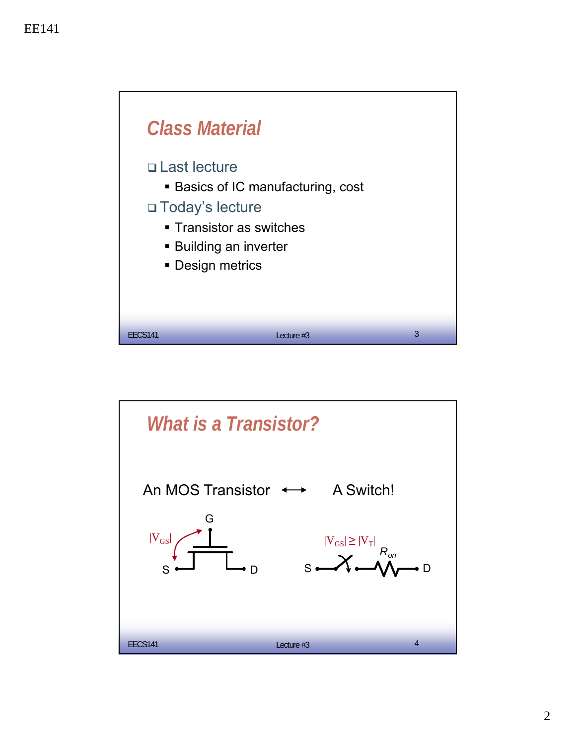## Class Material

- Last lecture
  - Basics of IC manufacturing, cost
- Today's lecture
  - Transistor as switches
  - Building an inverter
  - Design metrics

## What is a Transistor?

An MOS Transistor ⟷ A Switch!

G

$|V_{GS}|$

S D

$|V_{GS}| \geq |V_T|$

$R_{on}$

S D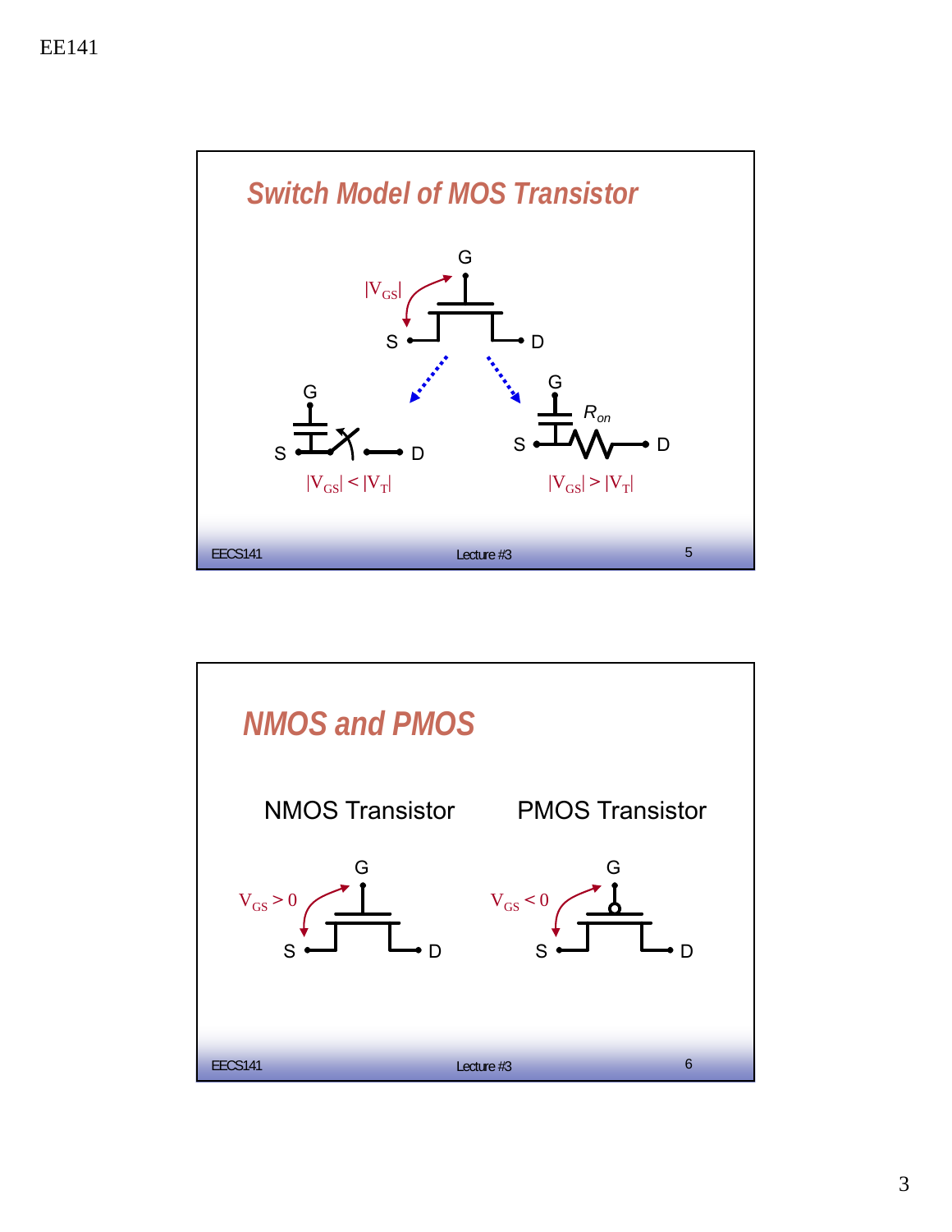## Switch Model of MOS Transistor

G

$|V_{GS}|$

S D

G

S D

$|V_{GS}| < |V_T|$

G

$R_{on}$

S D

$|V_{GS}| > |V_T|$

## NMOS and PMOS

NMOS Transistor

G

$V_{GS} > 0$

S D

PMOS Transistor

G

$V_{GS} < 0$

S D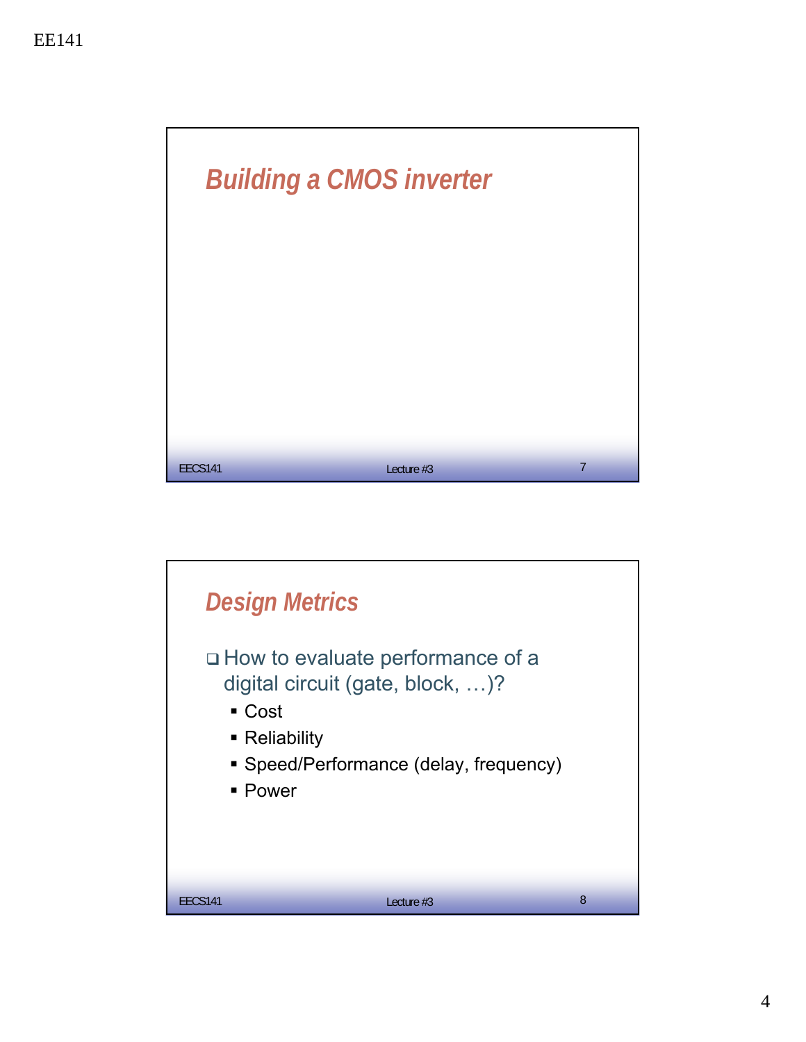## Building a CMOS inverter

## Design Metrics

- How to evaluate performance of a digital circuit (gate, block, …)?
  - Cost
  - Reliability
  - Speed/Performance (delay, frequency)
  - Power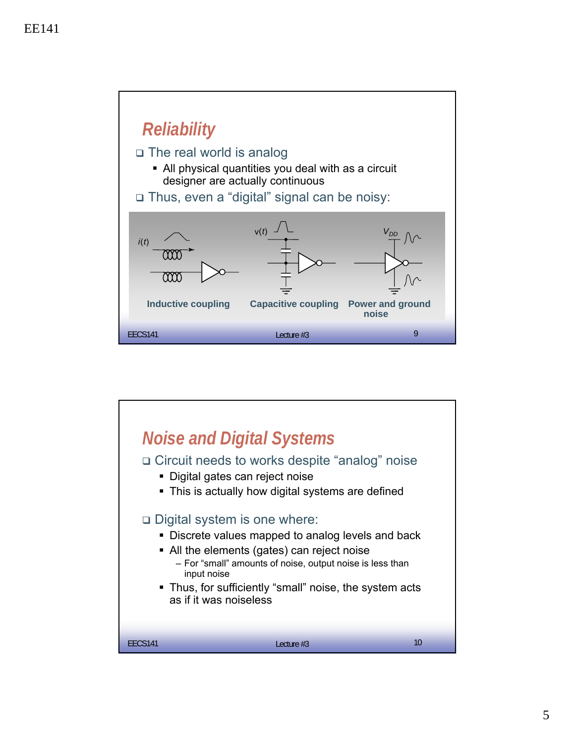## Reliability

- The real world is analog
  - All physical quantities you deal with as a circuit designer are actually continuous
- Thus, even a “digital” signal can be noisy:

$i(t)$ $v(t)$ $V_{DD}$

Inductive coupling | Capacitive coupling | Power and ground noise

## Noise and Digital Systems

- Circuit needs to works despite “analog” noise
  - Digital gates can reject noise
  - This is actually how digital systems are defined
- Digital system is one where:
  - Discrete values mapped to analog levels and back
  - All the elements (gates) can reject noise
    - For “small” amounts of noise, output noise is less than input noise
  - Thus, for sufficiently “small” noise, the system acts as if it was noiseless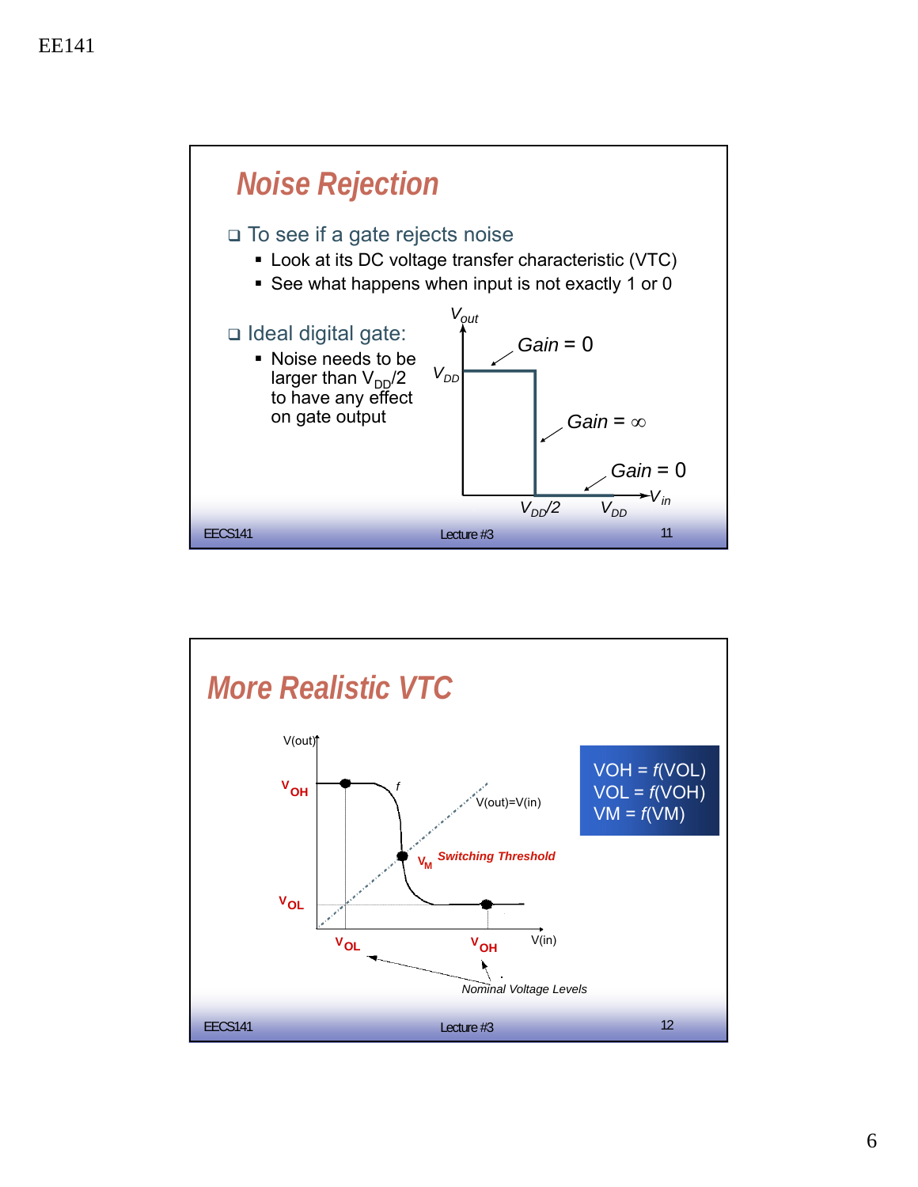## Noise Rejection

- To see if a gate rejects noise
  - Look at its DC voltage transfer characteristic (VTC)
  - See what happens when input is not exactly 1 or 0
- Ideal digital gate:
  - Noise needs to be larger than $V_{DD}/2$ to have any effect on gate output

$V_{out}$, $V_{DD}$, *Gain* = 0, *Gain* = ∞, *Gain* = 0, $V_{DD}/2$, $V_{DD}$, $V_{in}$

## More Realistic VTC

V(out), $V_{OH}$, $V_{OL}$, *f*, V(out)=V(in), $V_M$ *Switching Threshold*, $V_{OL}$, $V_{OH}$, V(in), *Nominal Voltage Levels*

VOH = *f*(VOL)
VOL = *f*(VOH)
VM = *f*(VM)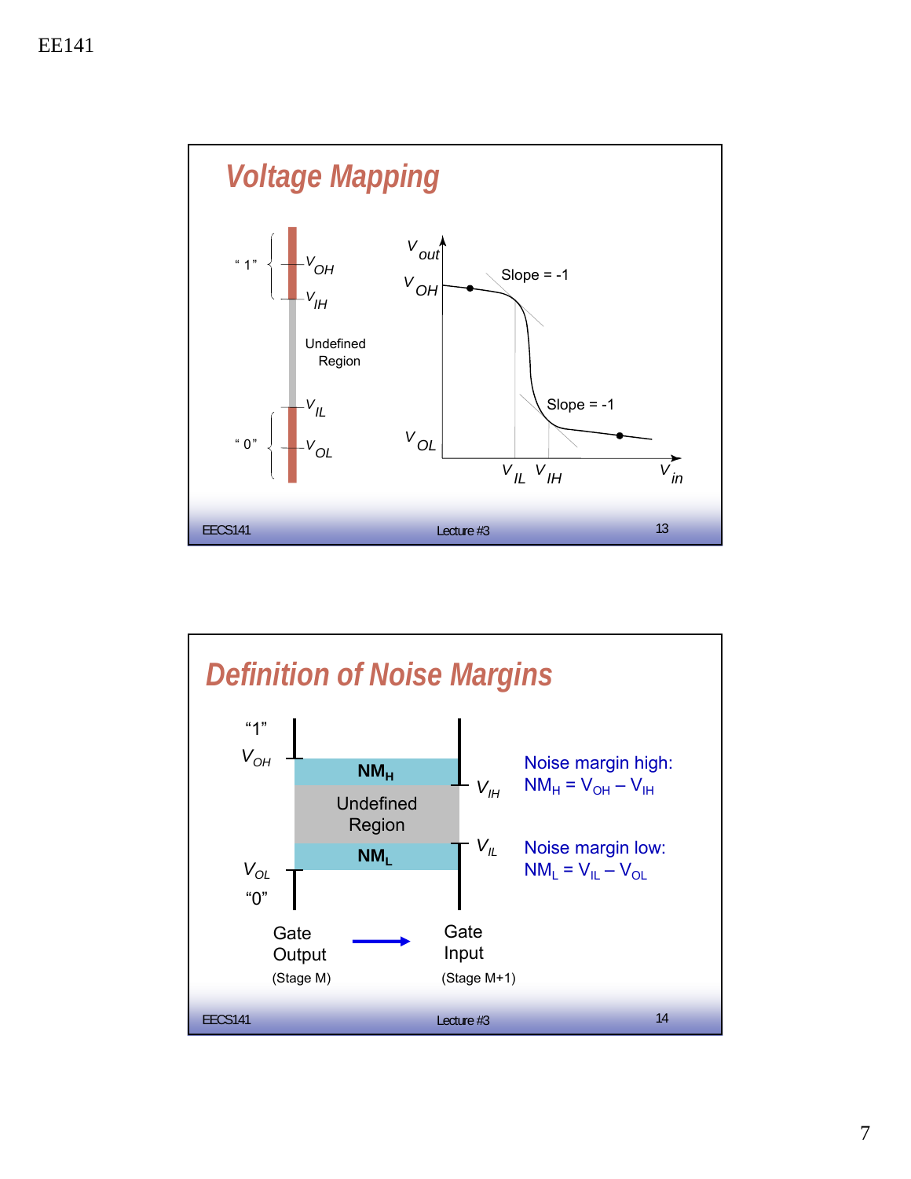## Voltage Mapping

"1"

$V_{OH}$

$V_{IH}$

Undefined Region

$V_{IL}$

"0"

$V_{OL}$

$V_{out}$

$V_{OH}$

Slope = -1

Slope = -1

$V_{OL}$

$V_{IL}$ $V_{IH}$ $V_{in}$

## Definition of Noise Margins

"1"

$V_{OH}$

$NM_H$

Undefined Region

$NM_L$

$V_{OL}$

"0"

$V_{IH}$

$V_{IL}$

Noise margin high:
$NM_H = V_{OH} - V_{IH}$

Noise margin low:
$NM_L = V_{IL} - V_{OL}$

Gate Output (Stage M) → Gate Input (Stage M+1)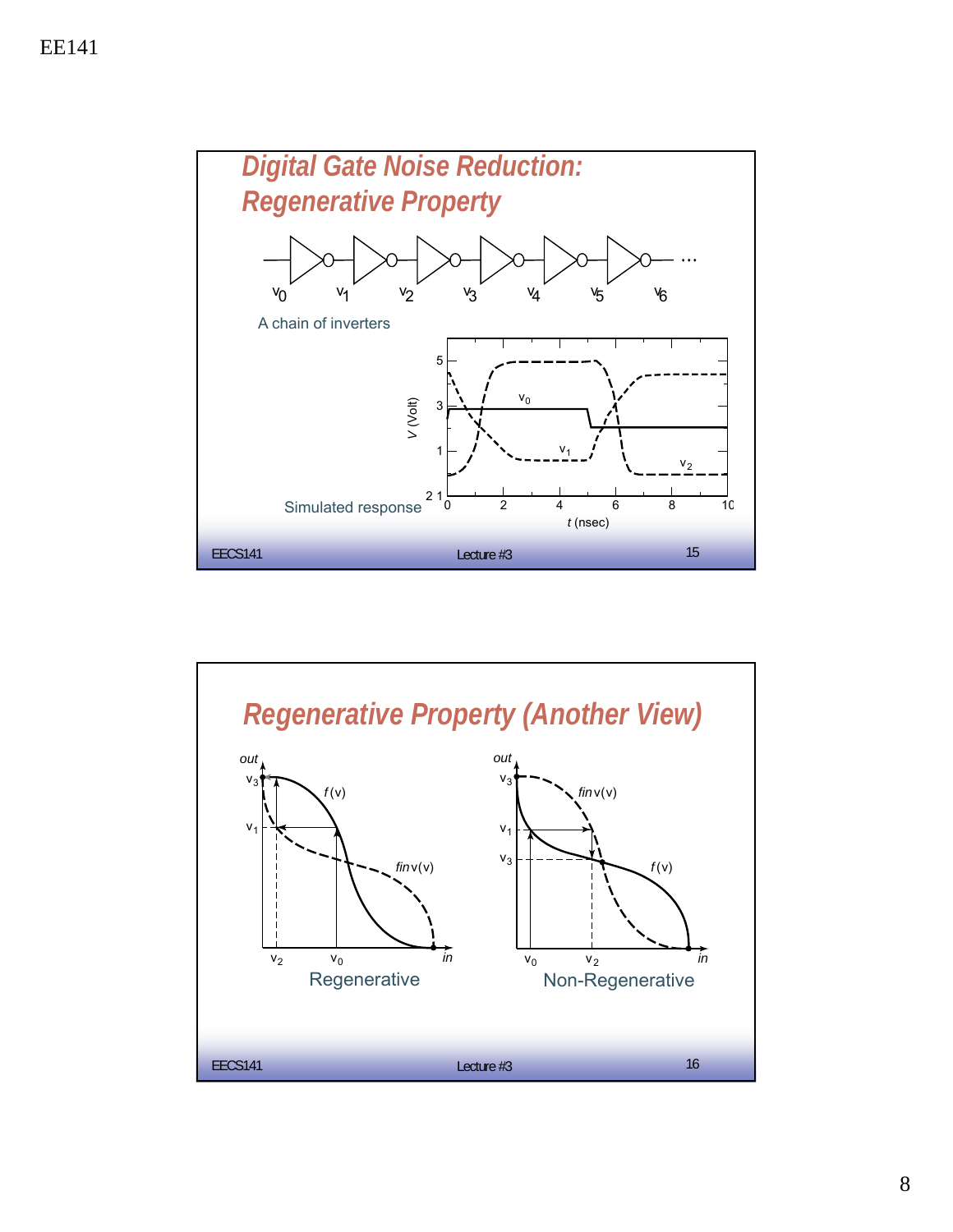## Digital Gate Noise Reduction: Regenerative Property

$v_0$ $v_1$ $v_2$ $v_3$ $v_4$ $v_5$ $v_6$ ...

A chain of inverters

Simulated response

$V$ (Volt)

$t$ (nsec)

## Regenerative Property (Another View)

out

$v_3$

$v_1$

$f(v)$

$finv(v)$

$v_2$ $v_0$ in

Regenerative

out

$v_3$

$v_1$

$v_3$

$finv(v)$

$f(v)$

$v_0$ $v_2$ in

Non-Regenerative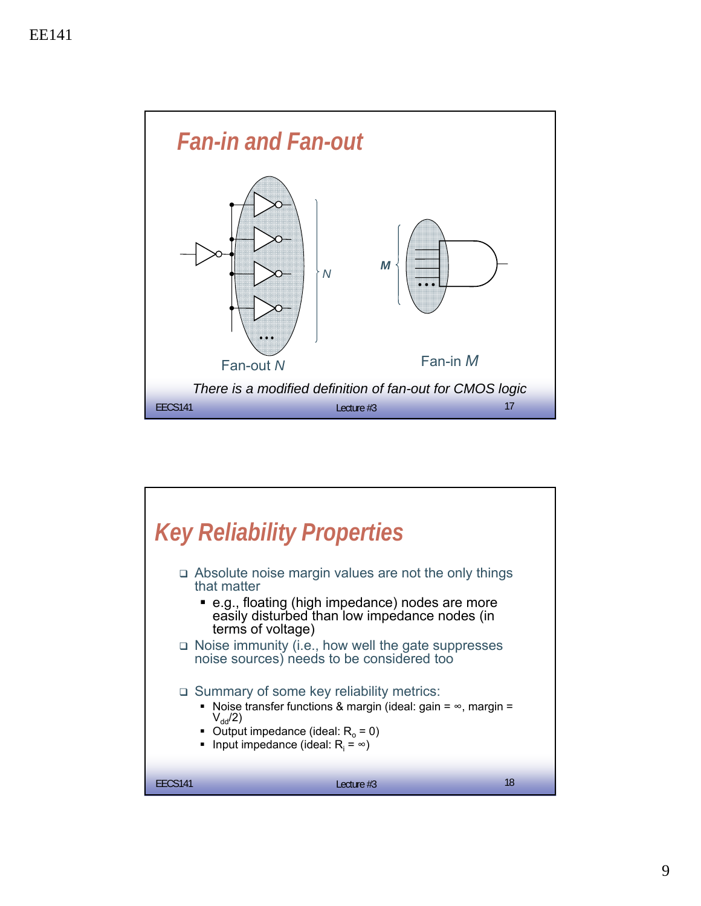## Fan-in and Fan-out

Fan-out $N$

Fan-in $M$

*There is a modified definition of fan-out for CMOS logic*

## Key Reliability Properties

- Absolute noise margin values are not the only things that matter
  - e.g., floating (high impedance) nodes are more easily disturbed than low impedance nodes (in terms of voltage)
- Noise immunity (i.e., how well the gate suppresses noise sources) needs to be considered too
- Summary of some key reliability metrics:
  - Noise transfer functions & margin (ideal: gain = ∞, margin = $V_{dd}/2$)
  - Output impedance (ideal: $R_o = 0$)
  - Input impedance (ideal: $R_i = \infty$)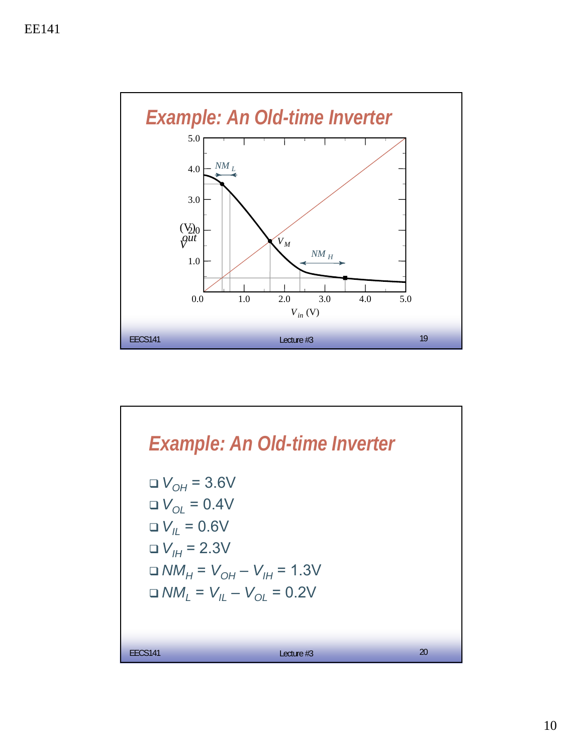## Example: An Old-time Inverter

5.0

4.0 — $NM_L$

3.0

$V_{out}$ (V) 2.0

$V_M$

1.0 — $NM_H$

0.0 1.0 2.0 3.0 4.0 5.0

$V_{in}$ (V)

## Example: An Old-time Inverter

- $V_{OH}$ = 3.6V
- $V_{OL}$ = 0.4V
- $V_{IL}$ = 0.6V
- $V_{IH}$ = 2.3V
- $NM_H = V_{OH} - V_{IH}$ = 1.3V
- $NM_L = V_{IL} - V_{OL}$ = 0.2V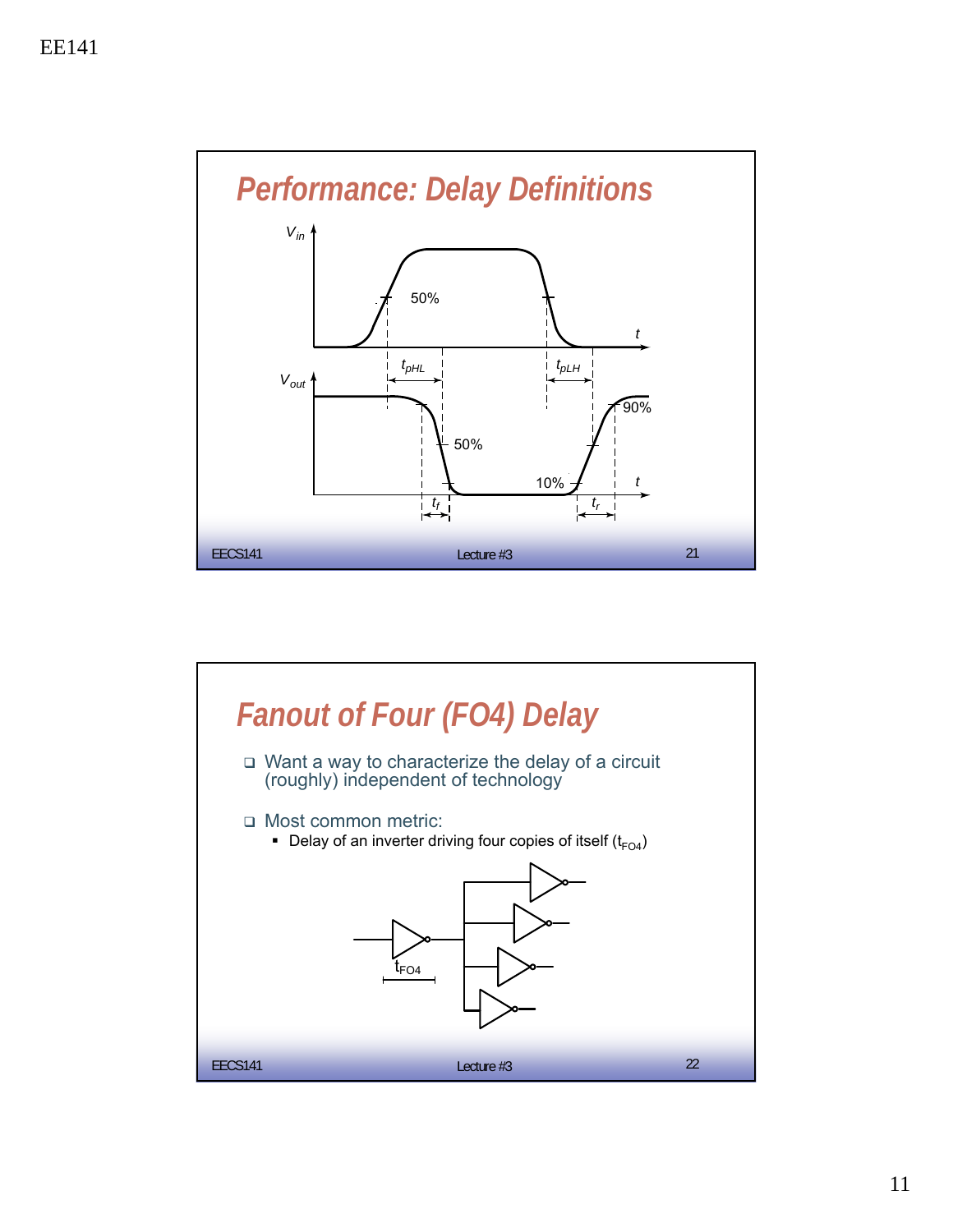## Performance: Delay Definitions

$V_{in}$ 50% $t$

$t_{pHL}$ $t_{pLH}$

$V_{out}$ 90% 50% 10% $t$

$t_f$ $t_r$

## Fanout of Four (FO4) Delay

- Want a way to characterize the delay of a circuit (roughly) independent of technology
- Most common metric:
  - Delay of an inverter driving four copies of itself ($t_{FO4}$)

$t_{FO4}$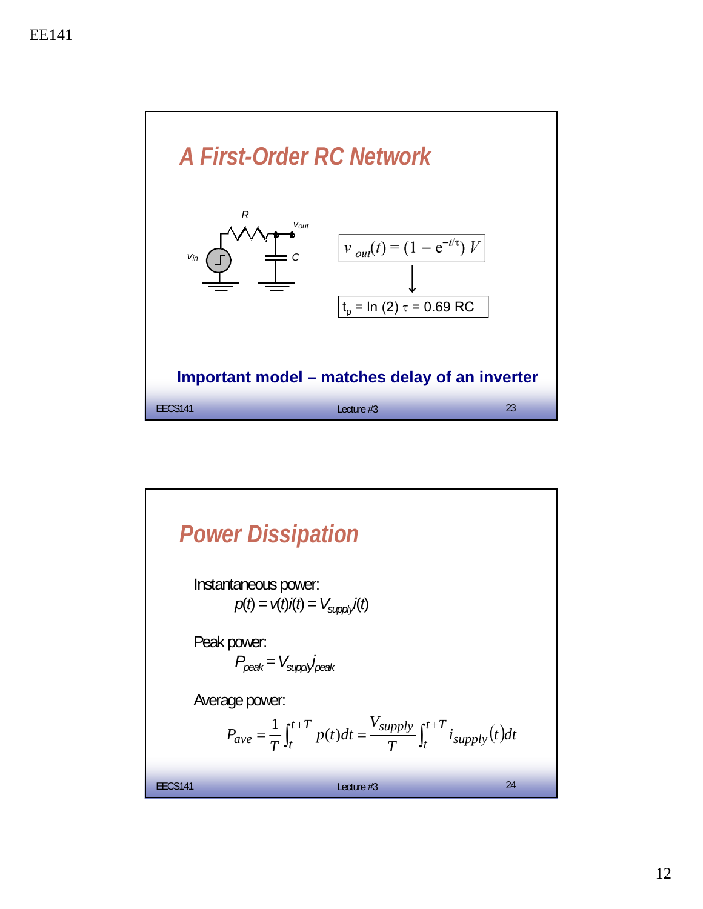## A First-Order RC Network

R, $v_{out}$, $v_{in}$, C

$$v_{out}(t) = (1 - e^{-t/\tau})\, V$$

$$t_p = \ln(2)\, \tau = 0.69\, RC$$

**Important model – matches delay of an inverter**

## Power Dissipation

Instantaneous power:

$$p(t) = v(t)i(t) = V_{supply}i(t)$$

Peak power:

$$P_{peak} = V_{supply}i_{peak}$$

Average power:

$$P_{ave} = \frac{1}{T}\int_t^{t+T} p(t)dt = \frac{V_{supply}}{T}\int_t^{t+T} i_{supply}(t)dt$$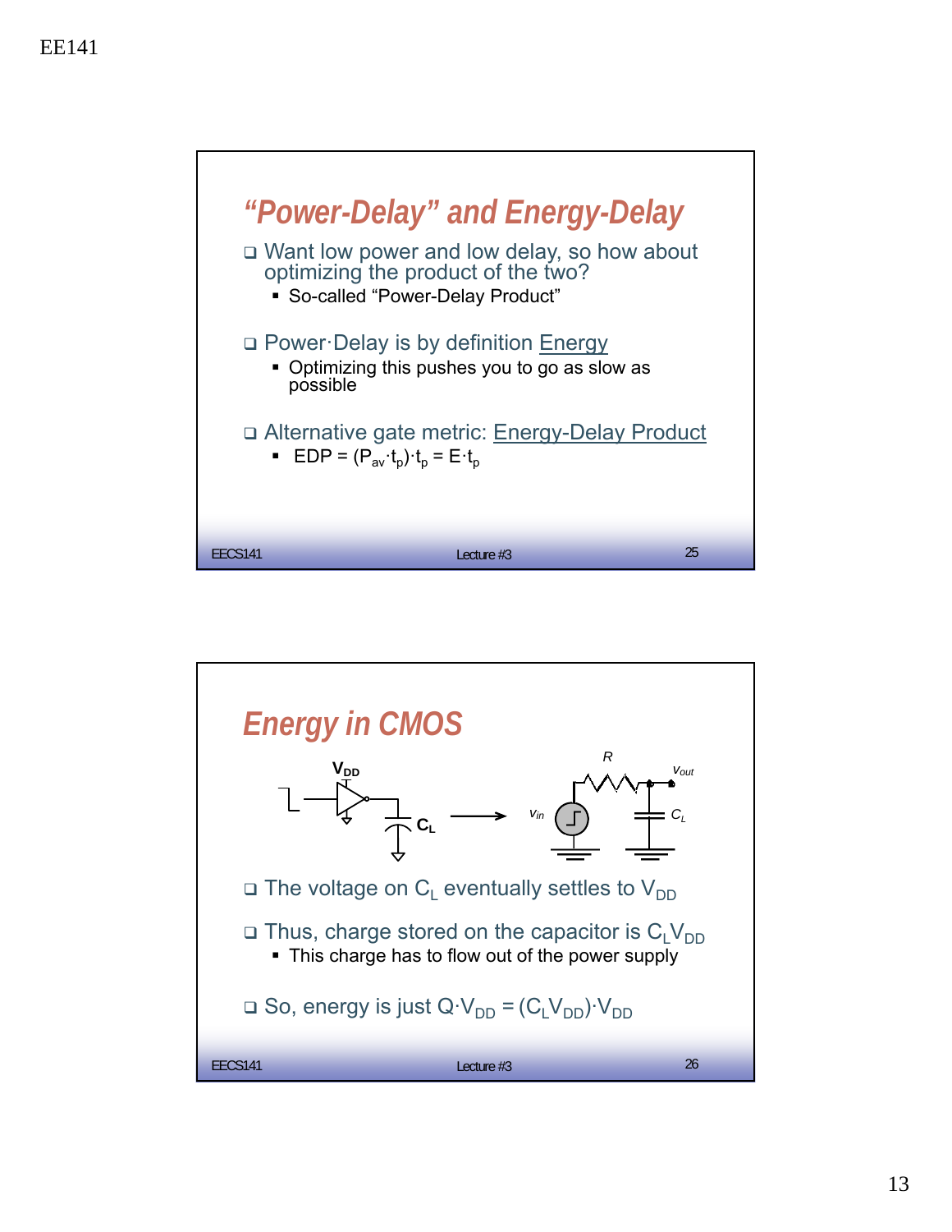## "Power-Delay" and Energy-Delay

- Want low power and low delay, so how about optimizing the product of the two?
  - So-called "Power-Delay Product"
- Power·Delay is by definition Energy
  - Optimizing this pushes you to go as slow as possible
- Alternative gate metric: Energy-Delay Product
  - EDP = $(P_{av} \cdot t_p) \cdot t_p = E \cdot t_p$

## Energy in CMOS

- The voltage on $C_L$ eventually settles to $V_{DD}$
- Thus, charge stored on the capacitor is $C_L V_{DD}$
  - This charge has to flow out of the power supply
- So, energy is just $Q \cdot V_{DD} = (C_L V_{DD}) \cdot V_{DD}$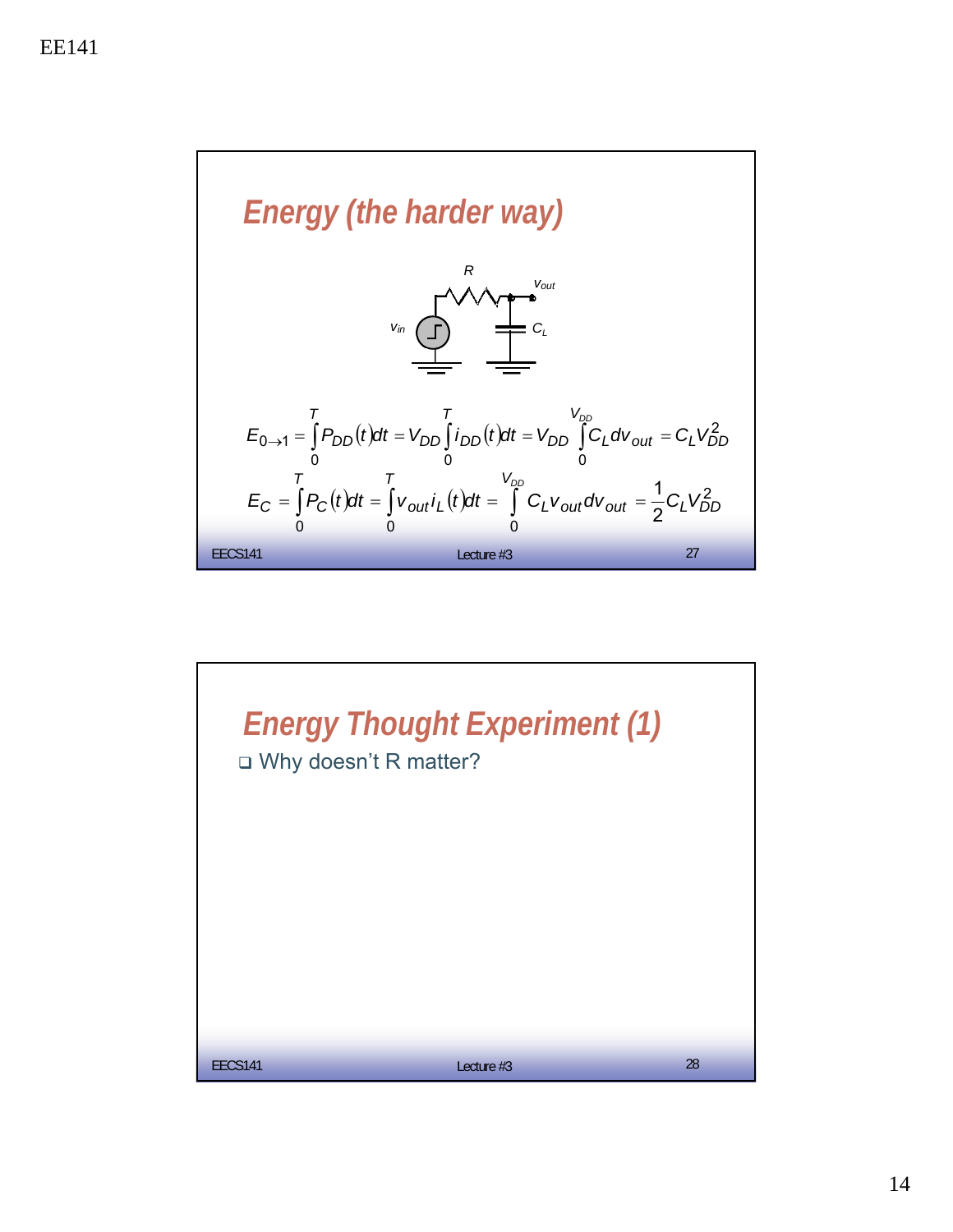## Energy (the harder way)

$$E_{0\to 1} = \int_0^T P_{DD}(t)dt = V_{DD}\int_0^T i_{DD}(t)dt = V_{DD}\int_0^{V_{DD}} C_L dv_{out} = C_L V_{DD}^2$$

$$E_C = \int_0^T P_C(t)dt = \int_0^T v_{out} i_L(t)dt = \int_0^{V_{DD}} C_L v_{out} dv_{out} = \frac{1}{2} C_L V_{DD}^2$$

## Energy Thought Experiment (1)

- Why doesn't R matter?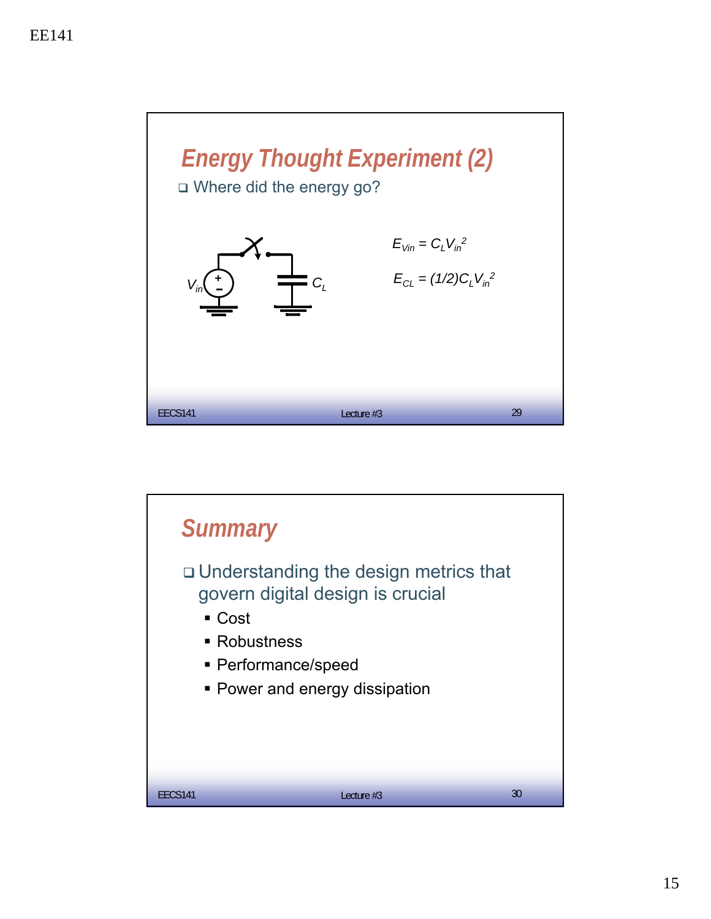## Energy Thought Experiment (2)

- Where did the energy go?

$V_{in}$ $C_L$

$E_{Vin} = C_L V_{in}^2$

$E_{CL} = (1/2) C_L V_{in}^2$

## Summary

- Understanding the design metrics that govern digital design is crucial
  - Cost
  - Robustness
  - Performance/speed
  - Power and energy dissipation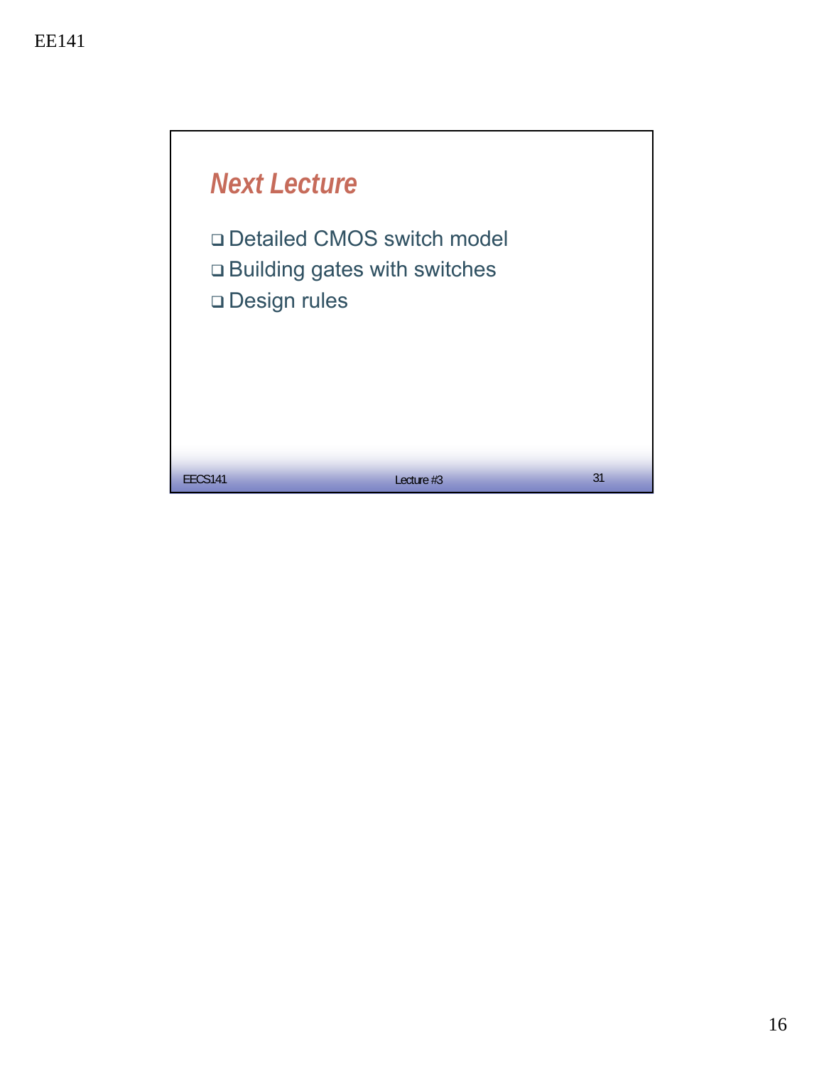## Next Lecture

- Detailed CMOS switch model
- Building gates with switches
- Design rules